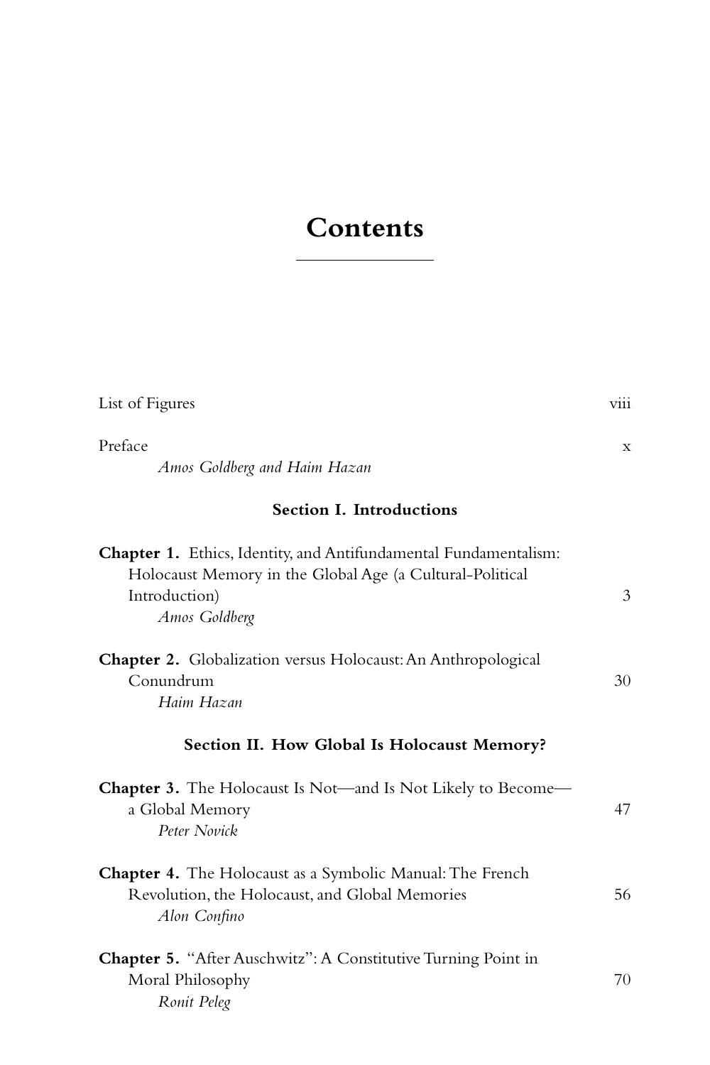# Contents

List of Figures viii

Preface x
*Amos Goldberg and Haim Hazan*

### Section I. Introductions

**Chapter 1.** Ethics, Identity, and Antifundamental Fundamentalism: Holocaust Memory in the Global Age (a Cultural-Political Introduction) 3
*Amos Goldberg*

**Chapter 2.** Globalization versus Holocaust: An Anthropological Conundrum 30
*Haim Hazan*

### Section II. How Global Is Holocaust Memory?

**Chapter 3.** The Holocaust Is Not—and Is Not Likely to Become—a Global Memory 47
*Peter Novick*

**Chapter 4.** The Holocaust as a Symbolic Manual: The French Revolution, the Holocaust, and Global Memories 56
*Alon Confino*

**Chapter 5.** "After Auschwitz": A Constitutive Turning Point in Moral Philosophy 70
*Ronit Peleg*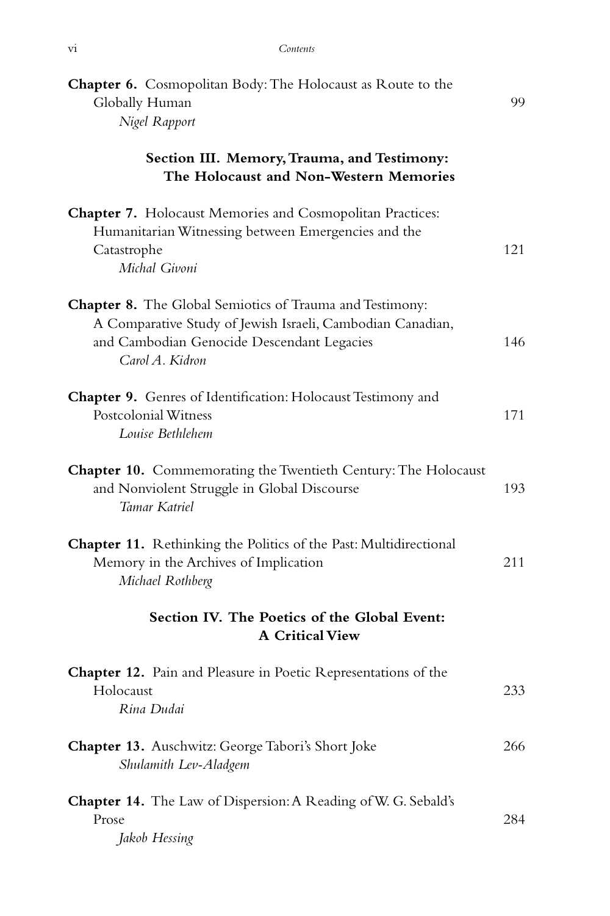**Chapter 6.** Cosmopolitan Body: The Holocaust as Route to the Globally Human — 99
*Nigel Rapport*

## Section III. Memory, Trauma, and Testimony: The Holocaust and Non-Western Memories

**Chapter 7.** Holocaust Memories and Cosmopolitan Practices: Humanitarian Witnessing between Emergencies and the Catastrophe — 121
*Michal Givoni*

**Chapter 8.** The Global Semiotics of Trauma and Testimony: A Comparative Study of Jewish Israeli, Cambodian Canadian, and Cambodian Genocide Descendant Legacies — 146
*Carol A. Kidron*

**Chapter 9.** Genres of Identification: Holocaust Testimony and Postcolonial Witness — 171
*Louise Bethlehem*

**Chapter 10.** Commemorating the Twentieth Century: The Holocaust and Nonviolent Struggle in Global Discourse — 193
*Tamar Katriel*

**Chapter 11.** Rethinking the Politics of the Past: Multidirectional Memory in the Archives of Implication — 211
*Michael Rothberg*

## Section IV. The Poetics of the Global Event: A Critical View

**Chapter 12.** Pain and Pleasure in Poetic Representations of the Holocaust — 233
*Rina Dudai*

**Chapter 13.** Auschwitz: George Tabori's Short Joke — 266
*Shulamith Lev-Aladgem*

**Chapter 14.** The Law of Dispersion: A Reading of W. G. Sebald's Prose — 284
*Jakob Hessing*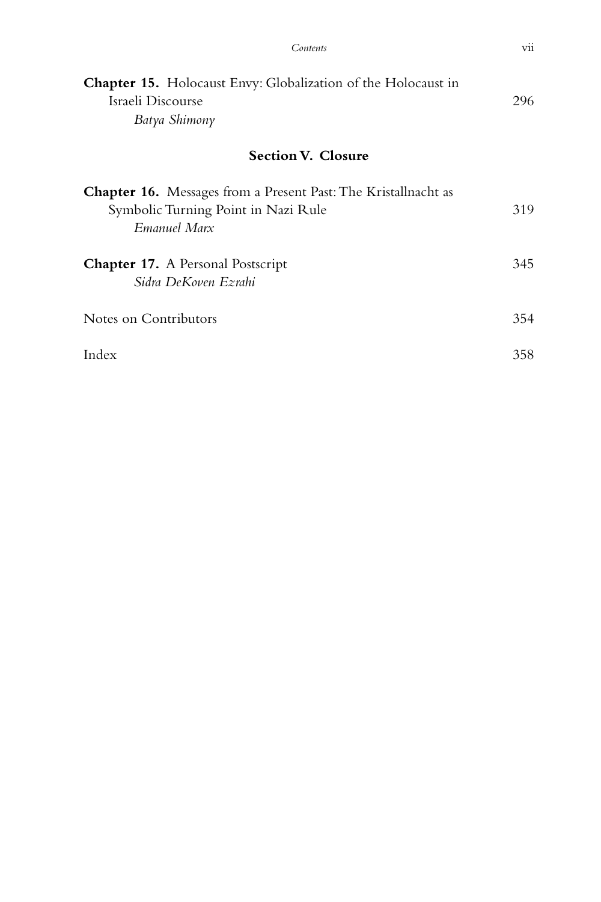**Chapter 15.** Holocaust Envy: Globalization of the Holocaust in Israeli Discourse 296
*Batya Shimony*

## Section V. Closure

**Chapter 16.** Messages from a Present Past: The Kristallnacht as Symbolic Turning Point in Nazi Rule 319
*Emanuel Marx*

**Chapter 17.** A Personal Postscript 345
*Sidra DeKoven Ezrahi*

Notes on Contributors 354

Index 358